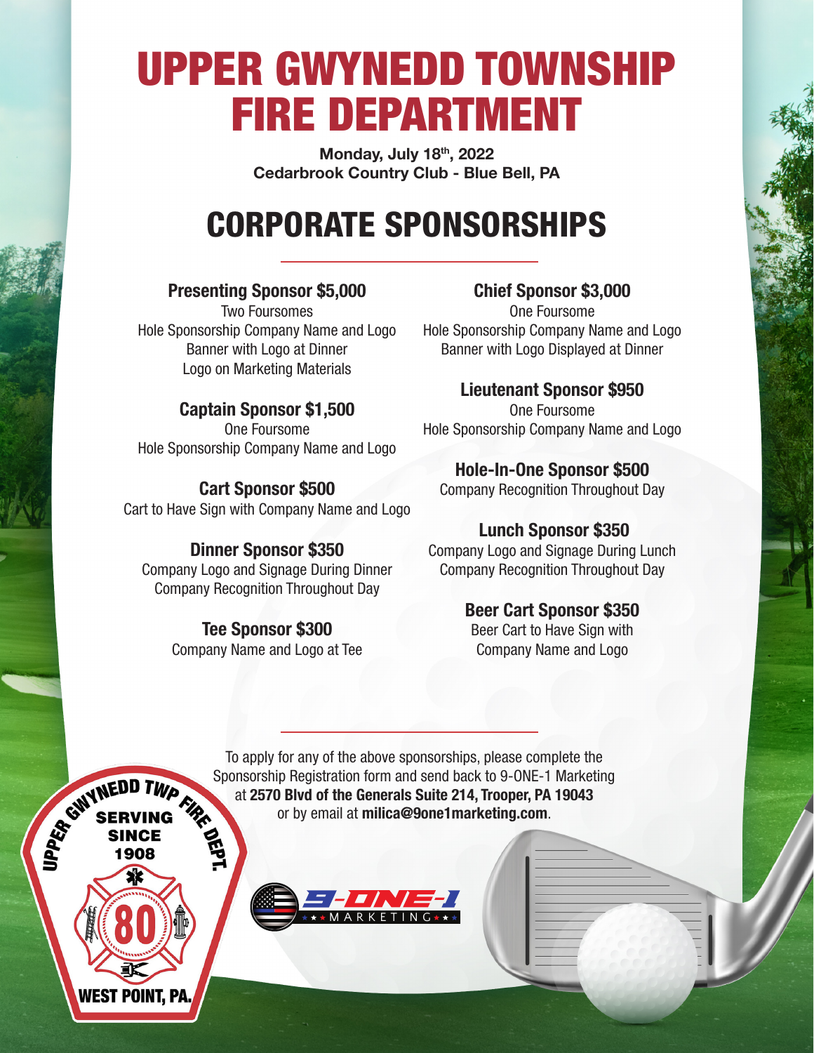# UPPER GWYNEDD TOWNSHIP FIRE DEPARTMENT

**Monday, July 18th, 2022**
**Cedarbrook Country Club - Blue Bell, PA**

## CORPORATE SPONSORSHIPS

### Presenting Sponsor $5,000
Two Foursomes
Hole Sponsorship Company Name and Logo
Banner with Logo at Dinner
Logo on Marketing Materials

### Chief Sponsor $3,000
One Foursome
Hole Sponsorship Company Name and Logo
Banner with Logo Displayed at Dinner

### Captain Sponsor $1,500
One Foursome
Hole Sponsorship Company Name and Logo

### Lieutenant Sponsor $950
One Foursome
Hole Sponsorship Company Name and Logo

### Cart Sponsor $500
Cart to Have Sign with Company Name and Logo

### Hole-In-One Sponsor $500
Company Recognition Throughout Day

### Dinner Sponsor $350
Company Logo and Signage During Dinner
Company Recognition Throughout Day

### Lunch Sponsor $350
Company Logo and Signage During Lunch
Company Recognition Throughout Day

### Tee Sponsor $300
Company Name and Logo at Tee

### Beer Cart Sponsor $350
Beer Cart to Have Sign with
Company Name and Logo

To apply for any of the above sponsorships, please complete the Sponsorship Registration form and send back to 9-ONE-1 Marketing at **2570 Blvd of the Generals Suite 214, Trooper, PA 19043** or by email at **milica@9one1marketing.com**.

UPPER GWYNEDD TWP FIRE DEPT.
SERVING SINCE 1908
80
WEST POINT, PA.

9-ONE-1 MARKETING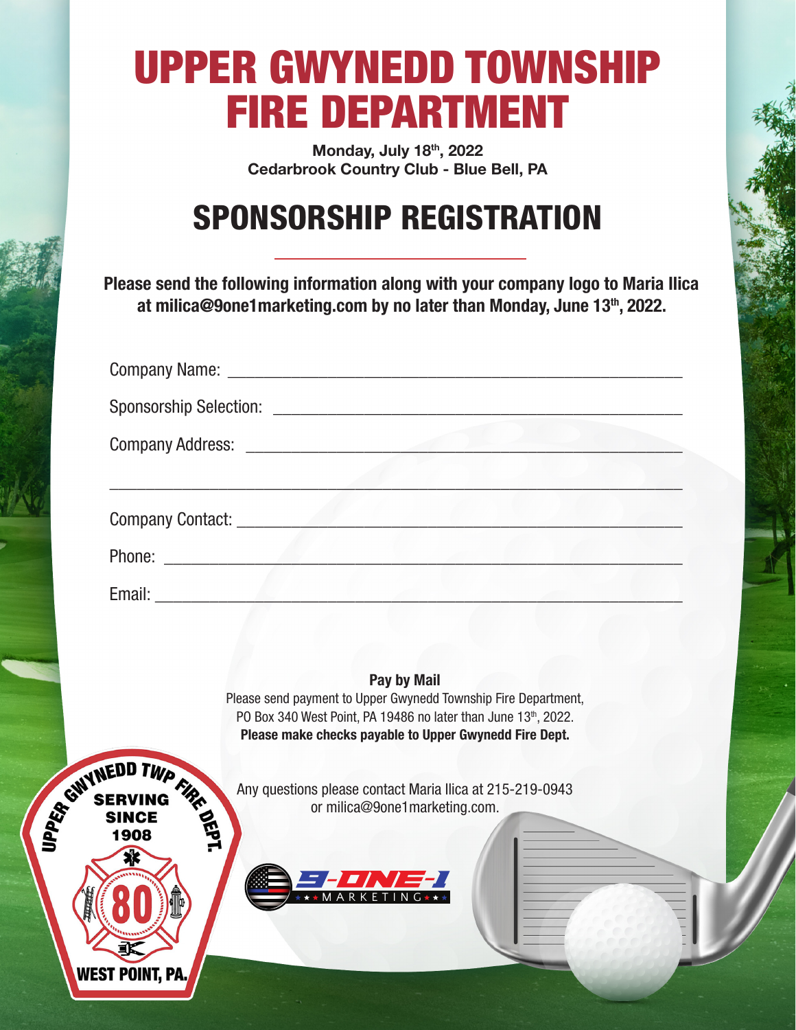# UPPER GWYNEDD TOWNSHIP FIRE DEPARTMENT

**Monday, July 18th, 2022**
**Cedarbrook Country Club - Blue Bell, PA**

## SPONSORSHIP REGISTRATION

**Please send the following information along with your company logo to Maria Ilica at milica@9one1marketing.com by no later than Monday, June 13th, 2022.**

Company Name: ____________________________________________

Sponsorship Selection: ______________________________________

Company Address: __________________________________________

________________________________________________________

Company Contact: __________________________________________

Phone: __________________________________________________

Email: ___________________________________________________

**Pay by Mail**

Please send payment to Upper Gwynedd Township Fire Department, PO Box 340 West Point, PA 19486 no later than June 13th, 2022.

**Please make checks payable to Upper Gwynedd Fire Dept.**

Any questions please contact Maria Ilica at 215-219-0943 or milica@9one1marketing.com.

UPPER GWYNEDD TWP FIRE DEPT. SERVING SINCE 1908 80 WEST POINT, PA.

9-ONE-1 MARKETING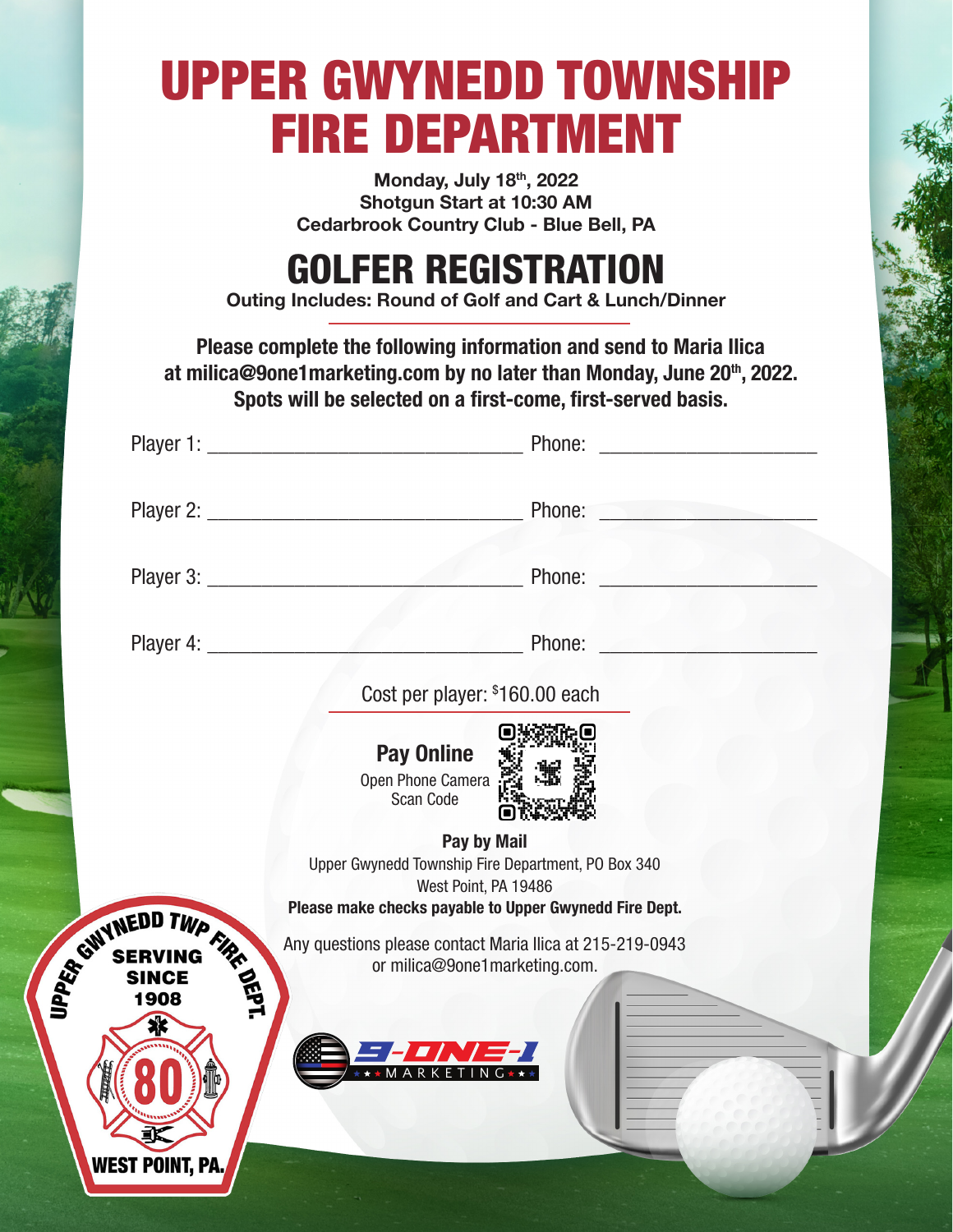# UPPER GWYNEDD TOWNSHIP FIRE DEPARTMENT

**Monday, July 18th, 2022**
**Shotgun Start at 10:30 AM**
**Cedarbrook Country Club - Blue Bell, PA**

## GOLFER REGISTRATION

**Outing Includes: Round of Golf and Cart & Lunch/Dinner**

**Please complete the following information and send to Maria Ilica at milica@9one1marketing.com by no later than Monday, June 20th, 2022. Spots will be selected on a first-come, first-served basis.**

Player 1: ______________________________ Phone: ____________________

Player 2: ______________________________ Phone: ____________________

Player 3: ______________________________ Phone: ____________________

Player 4: ______________________________ Phone: ____________________

Cost per player: $160.00 each

**Pay Online**

Open Phone Camera
Scan Code

**Pay by Mail**

Upper Gwynedd Township Fire Department, PO Box 340
West Point, PA 19486

**Please make checks payable to Upper Gwynedd Fire Dept.**

Any questions please contact Maria Ilica at 215-219-0943 or milica@9one1marketing.com.

UPPER GWYNEDD TWP FIRE DEPT. SERVING SINCE 1908 80 WEST POINT, PA.

9-ONE-1 MARKETING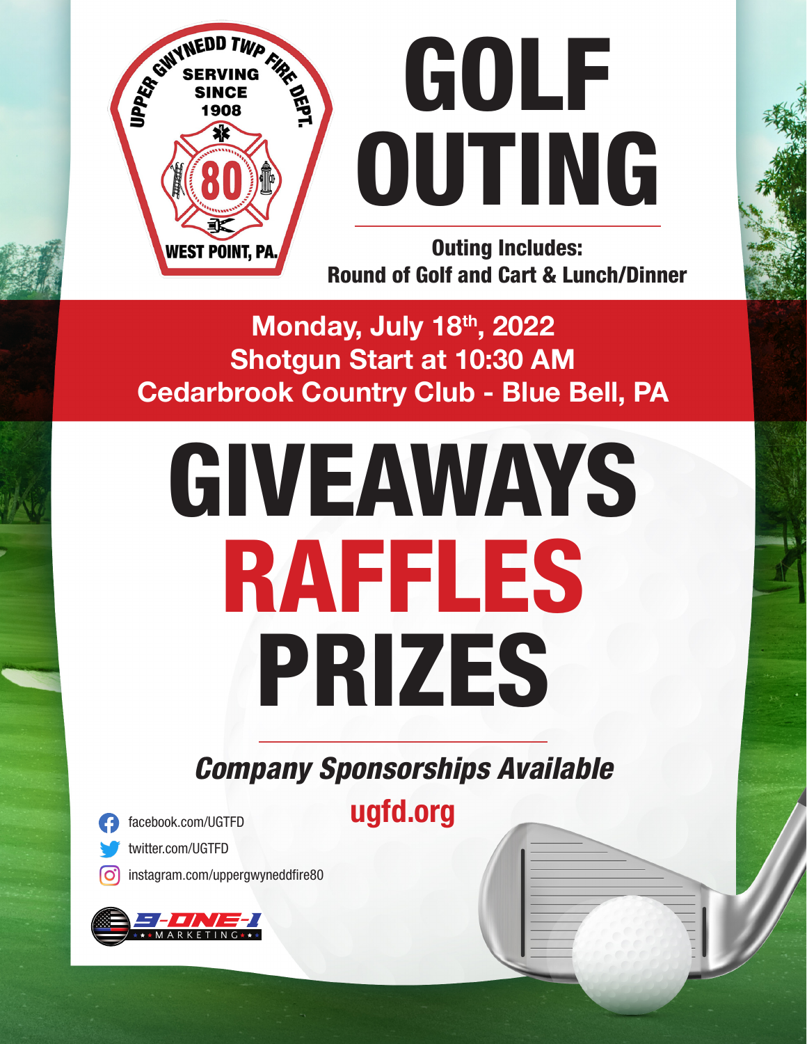# GOLF OUTING

**Outing Includes:**
**Round of Golf and Cart & Lunch/Dinner**

**Monday, July 18th, 2022**
**Shotgun Start at 10:30 AM**
**Cedarbrook Country Club - Blue Bell, PA**

# GIVEAWAYS
# RAFFLES
# PRIZES

***Company Sponsorships Available***

**ugfd.org**

facebook.com/UGTFD

twitter.com/UGTFD

instagram.com/uppergwyneddfire80